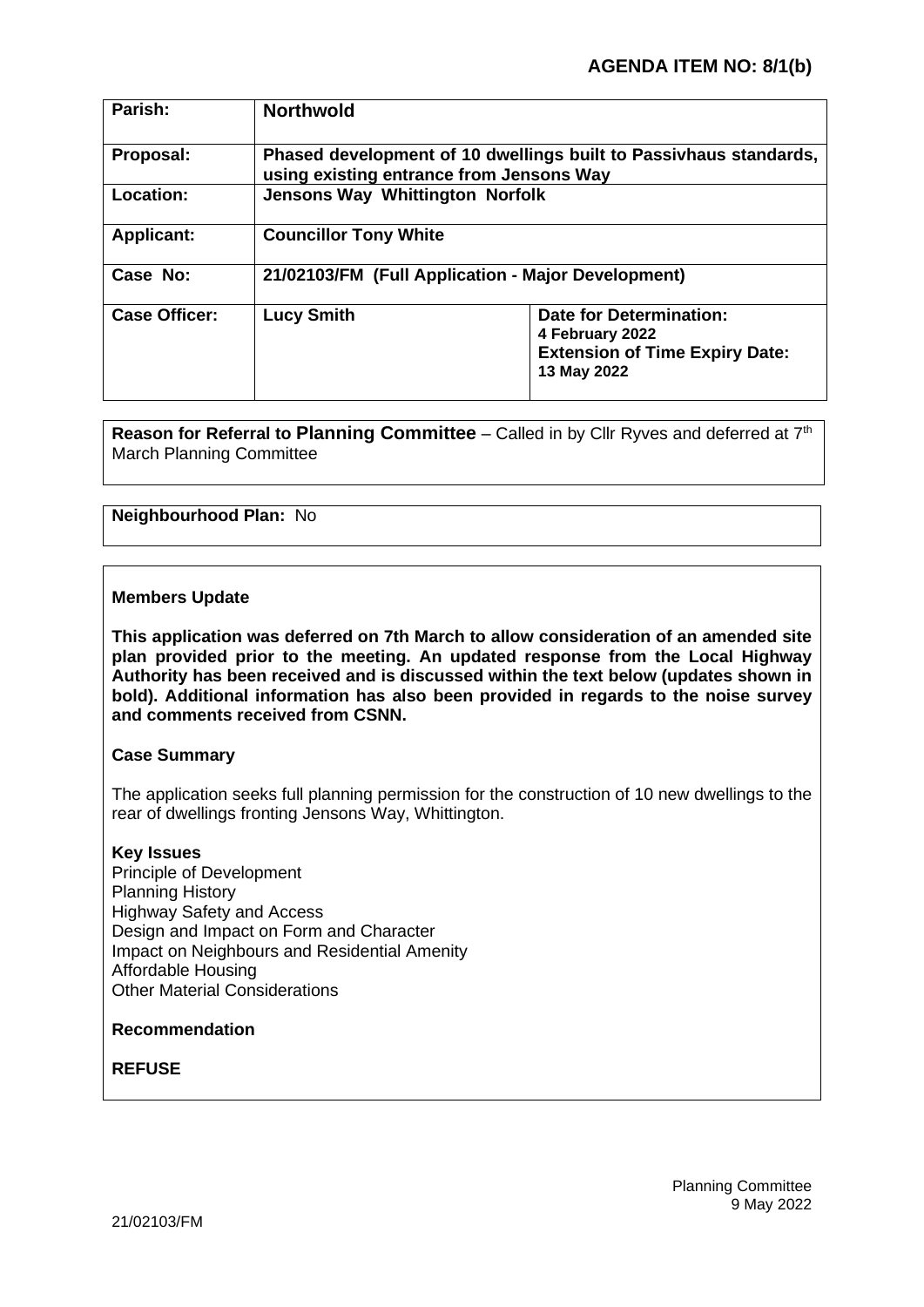**AGENDA ITEM NO: 8/1(b)**

| | | |
|---|---|---|
| **Parish:** | **Northwold** | |
| **Proposal:** | **Phased development of 10 dwellings built to Passivhaus standards, using existing entrance from Jensons Way** | |
| **Location:** | **Jensons Way Whittington Norfolk** | |
| **Applicant:** | **Councillor Tony White** | |
| **Case No:** | **21/02103/FM (Full Application - Major Development)** | |
| **Case Officer:** | **Lucy Smith** | **Date for Determination:** **4 February 2022** **Extension of Time Expiry Date:** **13 May 2022** |

**Reason for Referral to Planning Committee** – Called in by Cllr Ryves and deferred at 7th March Planning Committee

**Neighbourhood Plan:** No

**Members Update**

**This application was deferred on 7th March to allow consideration of an amended site plan provided prior to the meeting. An updated response from the Local Highway Authority has been received and is discussed within the text below (updates shown in bold). Additional information has also been provided in regards to the noise survey and comments received from CSNN.**

**Case Summary**

The application seeks full planning permission for the construction of 10 new dwellings to the rear of dwellings fronting Jensons Way, Whittington.

**Key Issues**

Principle of Development
Planning History
Highway Safety and Access
Design and Impact on Form and Character
Impact on Neighbours and Residential Amenity
Affordable Housing
Other Material Considerations

**Recommendation**

**REFUSE**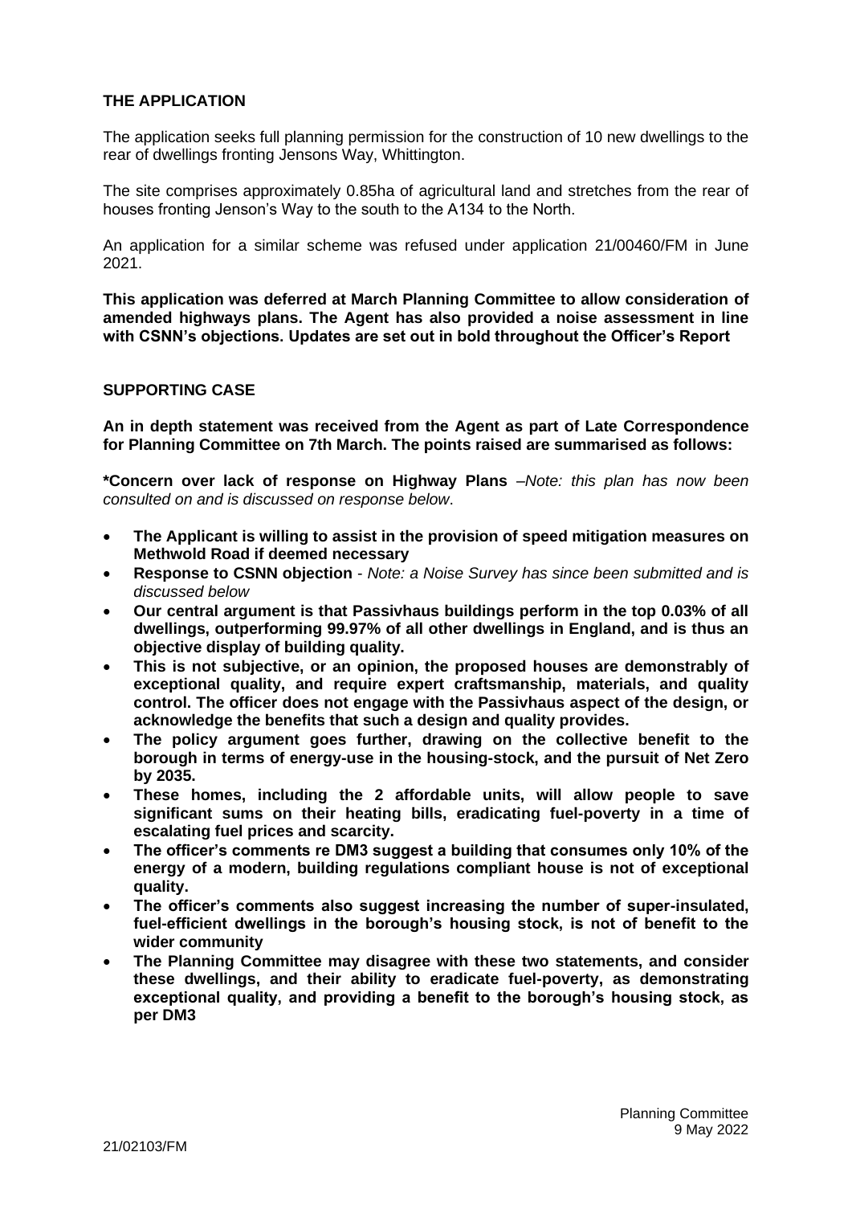## THE APPLICATION

The application seeks full planning permission for the construction of 10 new dwellings to the rear of dwellings fronting Jensons Way, Whittington.

The site comprises approximately 0.85ha of agricultural land and stretches from the rear of houses fronting Jenson's Way to the south to the A134 to the North.

An application for a similar scheme was refused under application 21/00460/FM in June 2021.

**This application was deferred at March Planning Committee to allow consideration of amended highways plans. The Agent has also provided a noise assessment in line with CSNN's objections. Updates are set out in bold throughout the Officer's Report**

## SUPPORTING CASE

**An in depth statement was received from the Agent as part of Late Correspondence for Planning Committee on 7th March. The points raised are summarised as follows:**

**\*Concern over lack of response on Highway Plans** –*Note: this plan has now been consulted on and is discussed on response below*.

- **The Applicant is willing to assist in the provision of speed mitigation measures on Methwold Road if deemed necessary**
- **Response to CSNN objection** - *Note: a Noise Survey has since been submitted and is discussed below*
- **Our central argument is that Passivhaus buildings perform in the top 0.03% of all dwellings, outperforming 99.97% of all other dwellings in England, and is thus an objective display of building quality.**
- **This is not subjective, or an opinion, the proposed houses are demonstrably of exceptional quality, and require expert craftsmanship, materials, and quality control. The officer does not engage with the Passivhaus aspect of the design, or acknowledge the benefits that such a design and quality provides.**
- **The policy argument goes further, drawing on the collective benefit to the borough in terms of energy-use in the housing-stock, and the pursuit of Net Zero by 2035.**
- **These homes, including the 2 affordable units, will allow people to save significant sums on their heating bills, eradicating fuel-poverty in a time of escalating fuel prices and scarcity.**
- **The officer's comments re DM3 suggest a building that consumes only 10% of the energy of a modern, building regulations compliant house is not of exceptional quality.**
- **The officer's comments also suggest increasing the number of super-insulated, fuel-efficient dwellings in the borough's housing stock, is not of benefit to the wider community**
- **The Planning Committee may disagree with these two statements, and consider these dwellings, and their ability to eradicate fuel-poverty, as demonstrating exceptional quality, and providing a benefit to the borough's housing stock, as per DM3**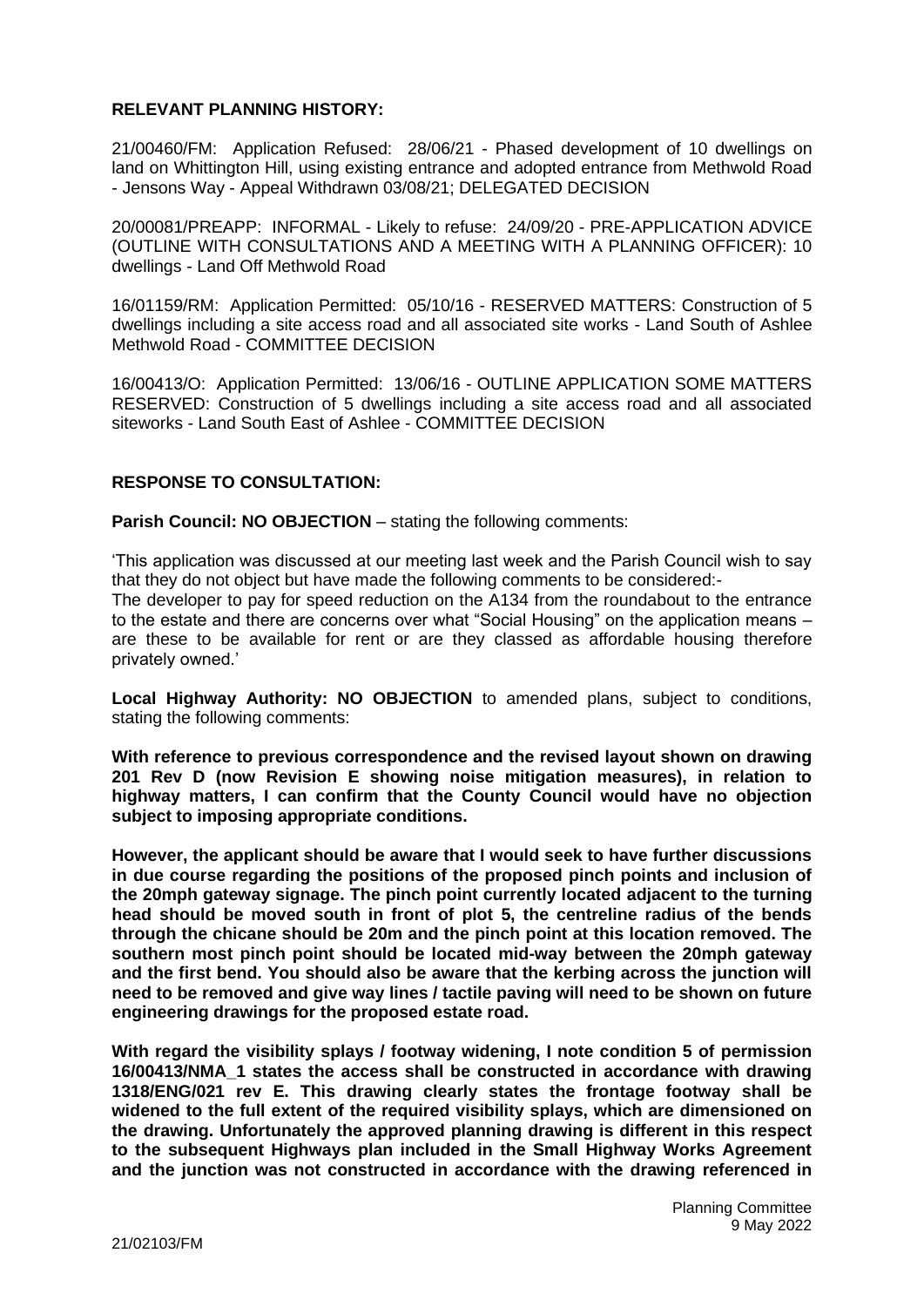**RELEVANT PLANNING HISTORY:**

21/00460/FM: Application Refused: 28/06/21 - Phased development of 10 dwellings on land on Whittington Hill, using existing entrance and adopted entrance from Methwold Road - Jensons Way - Appeal Withdrawn 03/08/21; DELEGATED DECISION

20/00081/PREAPP: INFORMAL - Likely to refuse: 24/09/20 - PRE-APPLICATION ADVICE (OUTLINE WITH CONSULTATIONS AND A MEETING WITH A PLANNING OFFICER): 10 dwellings - Land Off Methwold Road

16/01159/RM: Application Permitted: 05/10/16 - RESERVED MATTERS: Construction of 5 dwellings including a site access road and all associated site works - Land South of Ashlee Methwold Road - COMMITTEE DECISION

16/00413/O: Application Permitted: 13/06/16 - OUTLINE APPLICATION SOME MATTERS RESERVED: Construction of 5 dwellings including a site access road and all associated siteworks - Land South East of Ashlee - COMMITTEE DECISION

**RESPONSE TO CONSULTATION:**

**Parish Council: NO OBJECTION** – stating the following comments:

'This application was discussed at our meeting last week and the Parish Council wish to say that they do not object but have made the following comments to be considered:-
The developer to pay for speed reduction on the A134 from the roundabout to the entrance to the estate and there are concerns over what "Social Housing" on the application means – are these to be available for rent or are they classed as affordable housing therefore privately owned.'

**Local Highway Authority: NO OBJECTION** to amended plans, subject to conditions, stating the following comments:

**With reference to previous correspondence and the revised layout shown on drawing 201 Rev D (now Revision E showing noise mitigation measures), in relation to highway matters, I can confirm that the County Council would have no objection subject to imposing appropriate conditions.**

**However, the applicant should be aware that I would seek to have further discussions in due course regarding the positions of the proposed pinch points and inclusion of the 20mph gateway signage. The pinch point currently located adjacent to the turning head should be moved south in front of plot 5, the centreline radius of the bends through the chicane should be 20m and the pinch point at this location removed. The southern most pinch point should be located mid-way between the 20mph gateway and the first bend. You should also be aware that the kerbing across the junction will need to be removed and give way lines / tactile paving will need to be shown on future engineering drawings for the proposed estate road.**

**With regard the visibility splays / footway widening, I note condition 5 of permission 16/00413/NMA_1 states the access shall be constructed in accordance with drawing 1318/ENG/021 rev E. This drawing clearly states the frontage footway shall be widened to the full extent of the required visibility splays, which are dimensioned on the drawing. Unfortunately the approved planning drawing is different in this respect to the subsequent Highways plan included in the Small Highway Works Agreement and the junction was not constructed in accordance with the drawing referenced in**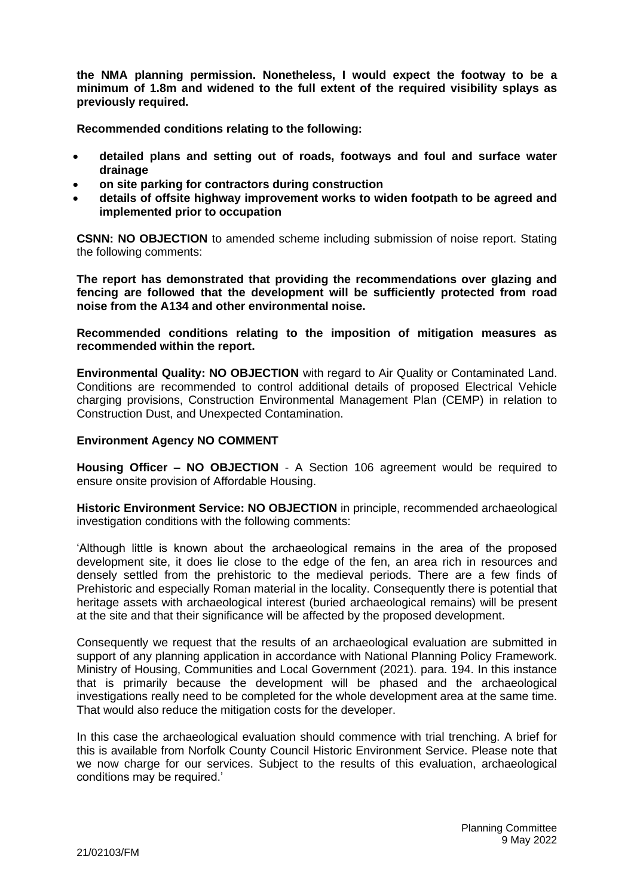**the NMA planning permission. Nonetheless, I would expect the footway to be a minimum of 1.8m and widened to the full extent of the required visibility splays as previously required.**

**Recommended conditions relating to the following:**

- **detailed plans and setting out of roads, footways and foul and surface water drainage**
- **on site parking for contractors during construction**
- **details of offsite highway improvement works to widen footpath to be agreed and implemented prior to occupation**

**CSNN: NO OBJECTION** to amended scheme including submission of noise report. Stating the following comments:

**The report has demonstrated that providing the recommendations over glazing and fencing are followed that the development will be sufficiently protected from road noise from the A134 and other environmental noise.**

**Recommended conditions relating to the imposition of mitigation measures as recommended within the report.**

**Environmental Quality: NO OBJECTION** with regard to Air Quality or Contaminated Land. Conditions are recommended to control additional details of proposed Electrical Vehicle charging provisions, Construction Environmental Management Plan (CEMP) in relation to Construction Dust, and Unexpected Contamination.

**Environment Agency NO COMMENT**

**Housing Officer – NO OBJECTION** - A Section 106 agreement would be required to ensure onsite provision of Affordable Housing.

**Historic Environment Service: NO OBJECTION** in principle, recommended archaeological investigation conditions with the following comments:

'Although little is known about the archaeological remains in the area of the proposed development site, it does lie close to the edge of the fen, an area rich in resources and densely settled from the prehistoric to the medieval periods. There are a few finds of Prehistoric and especially Roman material in the locality. Consequently there is potential that heritage assets with archaeological interest (buried archaeological remains) will be present at the site and that their significance will be affected by the proposed development.

Consequently we request that the results of an archaeological evaluation are submitted in support of any planning application in accordance with National Planning Policy Framework. Ministry of Housing, Communities and Local Government (2021). para. 194. In this instance that is primarily because the development will be phased and the archaeological investigations really need to be completed for the whole development area at the same time. That would also reduce the mitigation costs for the developer.

In this case the archaeological evaluation should commence with trial trenching. A brief for this is available from Norfolk County Council Historic Environment Service. Please note that we now charge for our services. Subject to the results of this evaluation, archaeological conditions may be required.'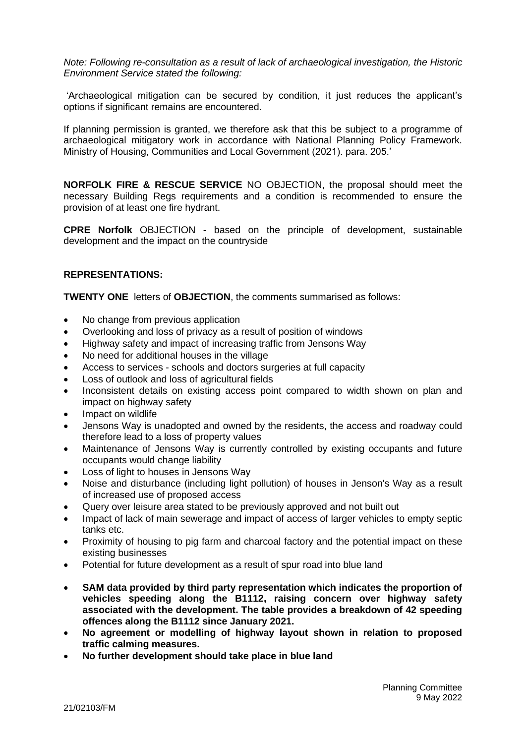*Note: Following re-consultation as a result of lack of archaeological investigation, the Historic Environment Service stated the following:*

'Archaeological mitigation can be secured by condition, it just reduces the applicant's options if significant remains are encountered.

If planning permission is granted, we therefore ask that this be subject to a programme of archaeological mitigatory work in accordance with National Planning Policy Framework. Ministry of Housing, Communities and Local Government (2021). para. 205.'

**NORFOLK FIRE & RESCUE SERVICE** NO OBJECTION, the proposal should meet the necessary Building Regs requirements and a condition is recommended to ensure the provision of at least one fire hydrant.

**CPRE Norfolk** OBJECTION - based on the principle of development, sustainable development and the impact on the countryside

**REPRESENTATIONS:**

**TWENTY ONE** letters of **OBJECTION**, the comments summarised as follows:

- No change from previous application
- Overlooking and loss of privacy as a result of position of windows
- Highway safety and impact of increasing traffic from Jensons Way
- No need for additional houses in the village
- Access to services - schools and doctors surgeries at full capacity
- Loss of outlook and loss of agricultural fields
- Inconsistent details on existing access point compared to width shown on plan and impact on highway safety
- Impact on wildlife
- Jensons Way is unadopted and owned by the residents, the access and roadway could therefore lead to a loss of property values
- Maintenance of Jensons Way is currently controlled by existing occupants and future occupants would change liability
- Loss of light to houses in Jensons Way
- Noise and disturbance (including light pollution) of houses in Jenson's Way as a result of increased use of proposed access
- Query over leisure area stated to be previously approved and not built out
- Impact of lack of main sewerage and impact of access of larger vehicles to empty septic tanks etc.
- Proximity of housing to pig farm and charcoal factory and the potential impact on these existing businesses
- Potential for future development as a result of spur road into blue land
- **SAM data provided by third party representation which indicates the proportion of vehicles speeding along the B1112, raising concern over highway safety associated with the development. The table provides a breakdown of 42 speeding offences along the B1112 since January 2021.**
- **No agreement or modelling of highway layout shown in relation to proposed traffic calming measures.**
- **No further development should take place in blue land**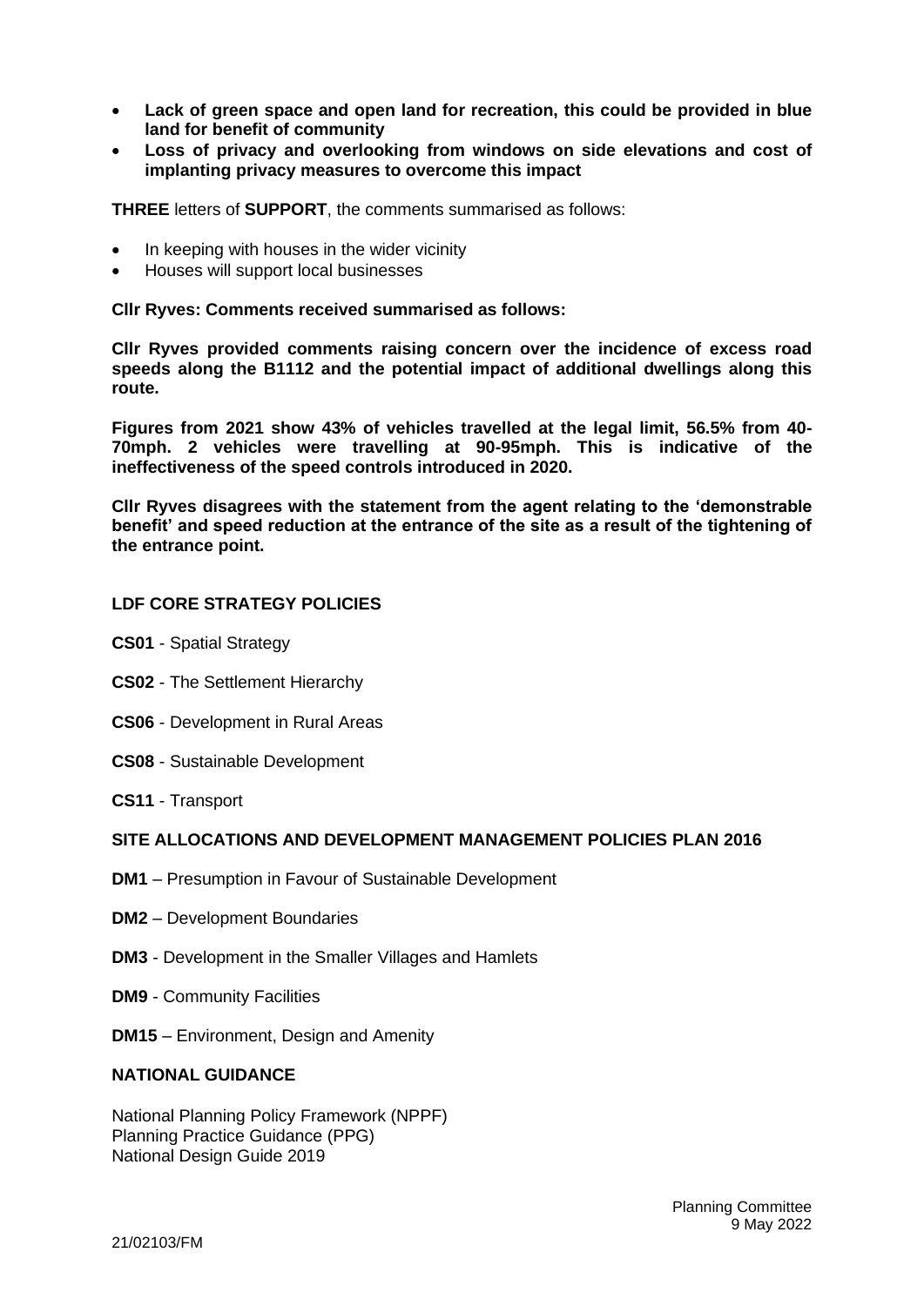- **Lack of green space and open land for recreation, this could be provided in blue land for benefit of community**
- **Loss of privacy and overlooking from windows on side elevations and cost of implanting privacy measures to overcome this impact**

**THREE** letters of **SUPPORT**, the comments summarised as follows:

- In keeping with houses in the wider vicinity
- Houses will support local businesses

**Cllr Ryves: Comments received summarised as follows:**

**Cllr Ryves provided comments raising concern over the incidence of excess road speeds along the B1112 and the potential impact of additional dwellings along this route.**

**Figures from 2021 show 43% of vehicles travelled at the legal limit, 56.5% from 40-70mph. 2 vehicles were travelling at 90-95mph. This is indicative of the ineffectiveness of the speed controls introduced in 2020.**

**Cllr Ryves disagrees with the statement from the agent relating to the 'demonstrable benefit' and speed reduction at the entrance of the site as a result of the tightening of the entrance point.**

## LDF CORE STRATEGY POLICIES

**CS01** - Spatial Strategy

**CS02** - The Settlement Hierarchy

**CS06** - Development in Rural Areas

**CS08** - Sustainable Development

**CS11** - Transport

## SITE ALLOCATIONS AND DEVELOPMENT MANAGEMENT POLICIES PLAN 2016

**DM1** – Presumption in Favour of Sustainable Development

**DM2** – Development Boundaries

**DM3** - Development in the Smaller Villages and Hamlets

**DM9** - Community Facilities

**DM15** – Environment, Design and Amenity

## NATIONAL GUIDANCE

National Planning Policy Framework (NPPF)
Planning Practice Guidance (PPG)
National Design Guide 2019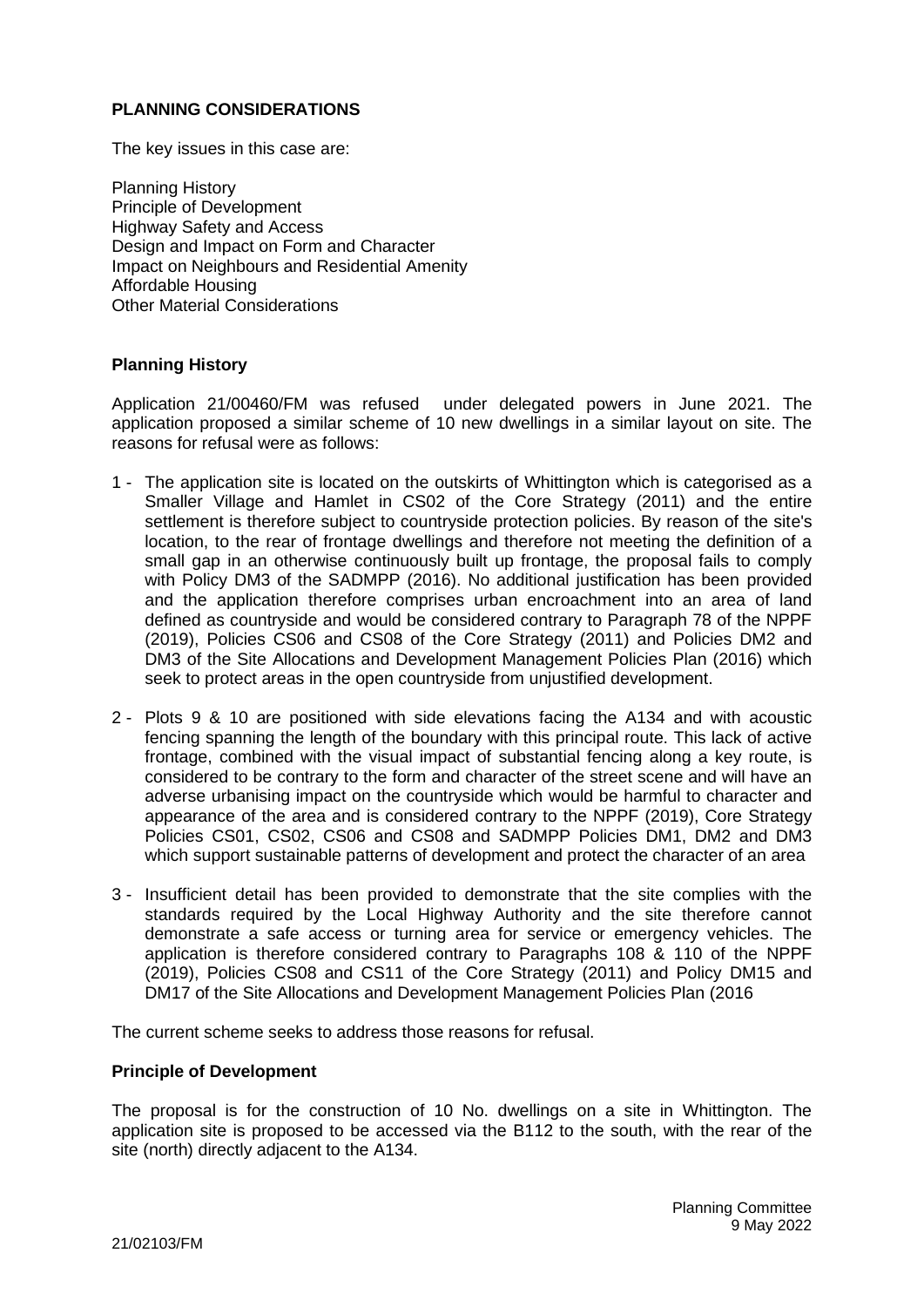## PLANNING CONSIDERATIONS

The key issues in this case are:

Planning History
Principle of Development
Highway Safety and Access
Design and Impact on Form and Character
Impact on Neighbours and Residential Amenity
Affordable Housing
Other Material Considerations

### Planning History

Application 21/00460/FM was refused under delegated powers in June 2021. The application proposed a similar scheme of 10 new dwellings in a similar layout on site. The reasons for refusal were as follows:

1 - The application site is located on the outskirts of Whittington which is categorised as a Smaller Village and Hamlet in CS02 of the Core Strategy (2011) and the entire settlement is therefore subject to countryside protection policies. By reason of the site's location, to the rear of frontage dwellings and therefore not meeting the definition of a small gap in an otherwise continuously built up frontage, the proposal fails to comply with Policy DM3 of the SADMPP (2016). No additional justification has been provided and the application therefore comprises urban encroachment into an area of land defined as countryside and would be considered contrary to Paragraph 78 of the NPPF (2019), Policies CS06 and CS08 of the Core Strategy (2011) and Policies DM2 and DM3 of the Site Allocations and Development Management Policies Plan (2016) which seek to protect areas in the open countryside from unjustified development.

2 - Plots 9 & 10 are positioned with side elevations facing the A134 and with acoustic fencing spanning the length of the boundary with this principal route. This lack of active frontage, combined with the visual impact of substantial fencing along a key route, is considered to be contrary to the form and character of the street scene and will have an adverse urbanising impact on the countryside which would be harmful to character and appearance of the area and is considered contrary to the NPPF (2019), Core Strategy Policies CS01, CS02, CS06 and CS08 and SADMPP Policies DM1, DM2 and DM3 which support sustainable patterns of development and protect the character of an area

3 - Insufficient detail has been provided to demonstrate that the site complies with the standards required by the Local Highway Authority and the site therefore cannot demonstrate a safe access or turning area for service or emergency vehicles. The application is therefore considered contrary to Paragraphs 108 & 110 of the NPPF (2019), Policies CS08 and CS11 of the Core Strategy (2011) and Policy DM15 and DM17 of the Site Allocations and Development Management Policies Plan (2016

The current scheme seeks to address those reasons for refusal.

### Principle of Development

The proposal is for the construction of 10 No. dwellings on a site in Whittington. The application site is proposed to be accessed via the B112 to the south, with the rear of the site (north) directly adjacent to the A134.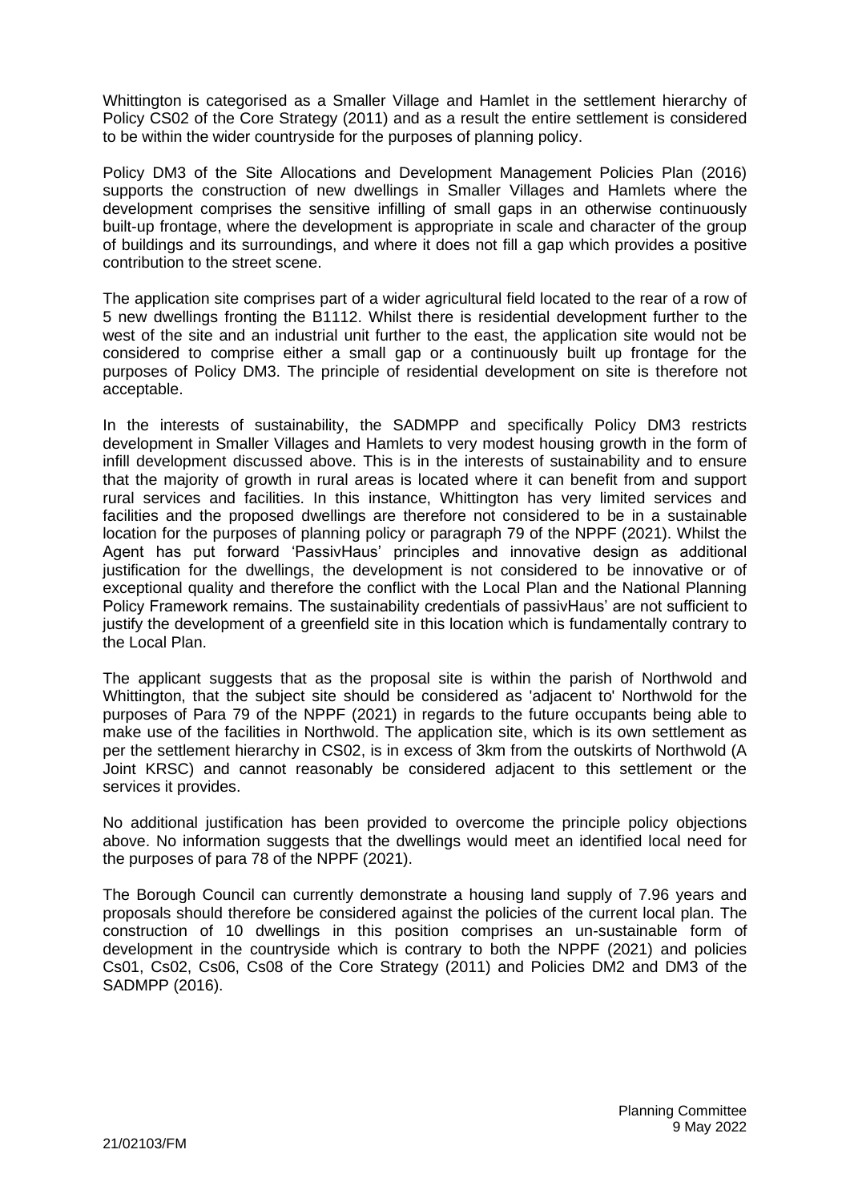Whittington is categorised as a Smaller Village and Hamlet in the settlement hierarchy of Policy CS02 of the Core Strategy (2011) and as a result the entire settlement is considered to be within the wider countryside for the purposes of planning policy.

Policy DM3 of the Site Allocations and Development Management Policies Plan (2016) supports the construction of new dwellings in Smaller Villages and Hamlets where the development comprises the sensitive infilling of small gaps in an otherwise continuously built-up frontage, where the development is appropriate in scale and character of the group of buildings and its surroundings, and where it does not fill a gap which provides a positive contribution to the street scene.

The application site comprises part of a wider agricultural field located to the rear of a row of 5 new dwellings fronting the B1112. Whilst there is residential development further to the west of the site and an industrial unit further to the east, the application site would not be considered to comprise either a small gap or a continuously built up frontage for the purposes of Policy DM3. The principle of residential development on site is therefore not acceptable.

In the interests of sustainability, the SADMPP and specifically Policy DM3 restricts development in Smaller Villages and Hamlets to very modest housing growth in the form of infill development discussed above. This is in the interests of sustainability and to ensure that the majority of growth in rural areas is located where it can benefit from and support rural services and facilities. In this instance, Whittington has very limited services and facilities and the proposed dwellings are therefore not considered to be in a sustainable location for the purposes of planning policy or paragraph 79 of the NPPF (2021). Whilst the Agent has put forward 'PassivHaus' principles and innovative design as additional justification for the dwellings, the development is not considered to be innovative or of exceptional quality and therefore the conflict with the Local Plan and the National Planning Policy Framework remains. The sustainability credentials of passivHaus' are not sufficient to justify the development of a greenfield site in this location which is fundamentally contrary to the Local Plan.

The applicant suggests that as the proposal site is within the parish of Northwold and Whittington, that the subject site should be considered as 'adjacent to' Northwold for the purposes of Para 79 of the NPPF (2021) in regards to the future occupants being able to make use of the facilities in Northwold. The application site, which is its own settlement as per the settlement hierarchy in CS02, is in excess of 3km from the outskirts of Northwold (A Joint KRSC) and cannot reasonably be considered adjacent to this settlement or the services it provides.

No additional justification has been provided to overcome the principle policy objections above. No information suggests that the dwellings would meet an identified local need for the purposes of para 78 of the NPPF (2021).

The Borough Council can currently demonstrate a housing land supply of 7.96 years and proposals should therefore be considered against the policies of the current local plan. The construction of 10 dwellings in this position comprises an un-sustainable form of development in the countryside which is contrary to both the NPPF (2021) and policies Cs01, Cs02, Cs06, Cs08 of the Core Strategy (2011) and Policies DM2 and DM3 of the SADMPP (2016).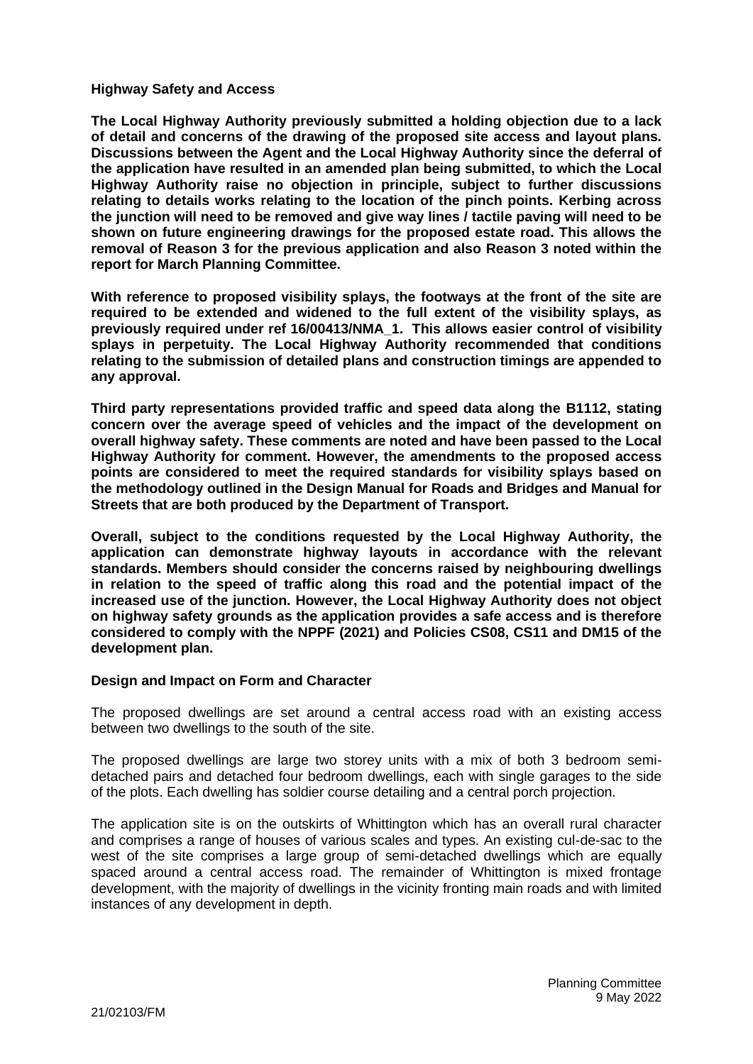**Highway Safety and Access**

**The Local Highway Authority previously submitted a holding objection due to a lack of detail and concerns of the drawing of the proposed site access and layout plans. Discussions between the Agent and the Local Highway Authority since the deferral of the application have resulted in an amended plan being submitted, to which the Local Highway Authority raise no objection in principle, subject to further discussions relating to details works relating to the location of the pinch points. Kerbing across the junction will need to be removed and give way lines / tactile paving will need to be shown on future engineering drawings for the proposed estate road. This allows the removal of Reason 3 for the previous application and also Reason 3 noted within the report for March Planning Committee.**

**With reference to proposed visibility splays, the footways at the front of the site are required to be extended and widened to the full extent of the visibility splays, as previously required under ref 16/00413/NMA_1. This allows easier control of visibility splays in perpetuity. The Local Highway Authority recommended that conditions relating to the submission of detailed plans and construction timings are appended to any approval.**

**Third party representations provided traffic and speed data along the B1112, stating concern over the average speed of vehicles and the impact of the development on overall highway safety. These comments are noted and have been passed to the Local Highway Authority for comment. However, the amendments to the proposed access points are considered to meet the required standards for visibility splays based on the methodology outlined in the Design Manual for Roads and Bridges and Manual for Streets that are both produced by the Department of Transport.**

**Overall, subject to the conditions requested by the Local Highway Authority, the application can demonstrate highway layouts in accordance with the relevant standards. Members should consider the concerns raised by neighbouring dwellings in relation to the speed of traffic along this road and the potential impact of the increased use of the junction. However, the Local Highway Authority does not object on highway safety grounds as the application provides a safe access and is therefore considered to comply with the NPPF (2021) and Policies CS08, CS11 and DM15 of the development plan.**

**Design and Impact on Form and Character**

The proposed dwellings are set around a central access road with an existing access between two dwellings to the south of the site.

The proposed dwellings are large two storey units with a mix of both 3 bedroom semi-detached pairs and detached four bedroom dwellings, each with single garages to the side of the plots. Each dwelling has soldier course detailing and a central porch projection.

The application site is on the outskirts of Whittington which has an overall rural character and comprises a range of houses of various scales and types. An existing cul-de-sac to the west of the site comprises a large group of semi-detached dwellings which are equally spaced around a central access road. The remainder of Whittington is mixed frontage development, with the majority of dwellings in the vicinity fronting main roads and with limited instances of any development in depth.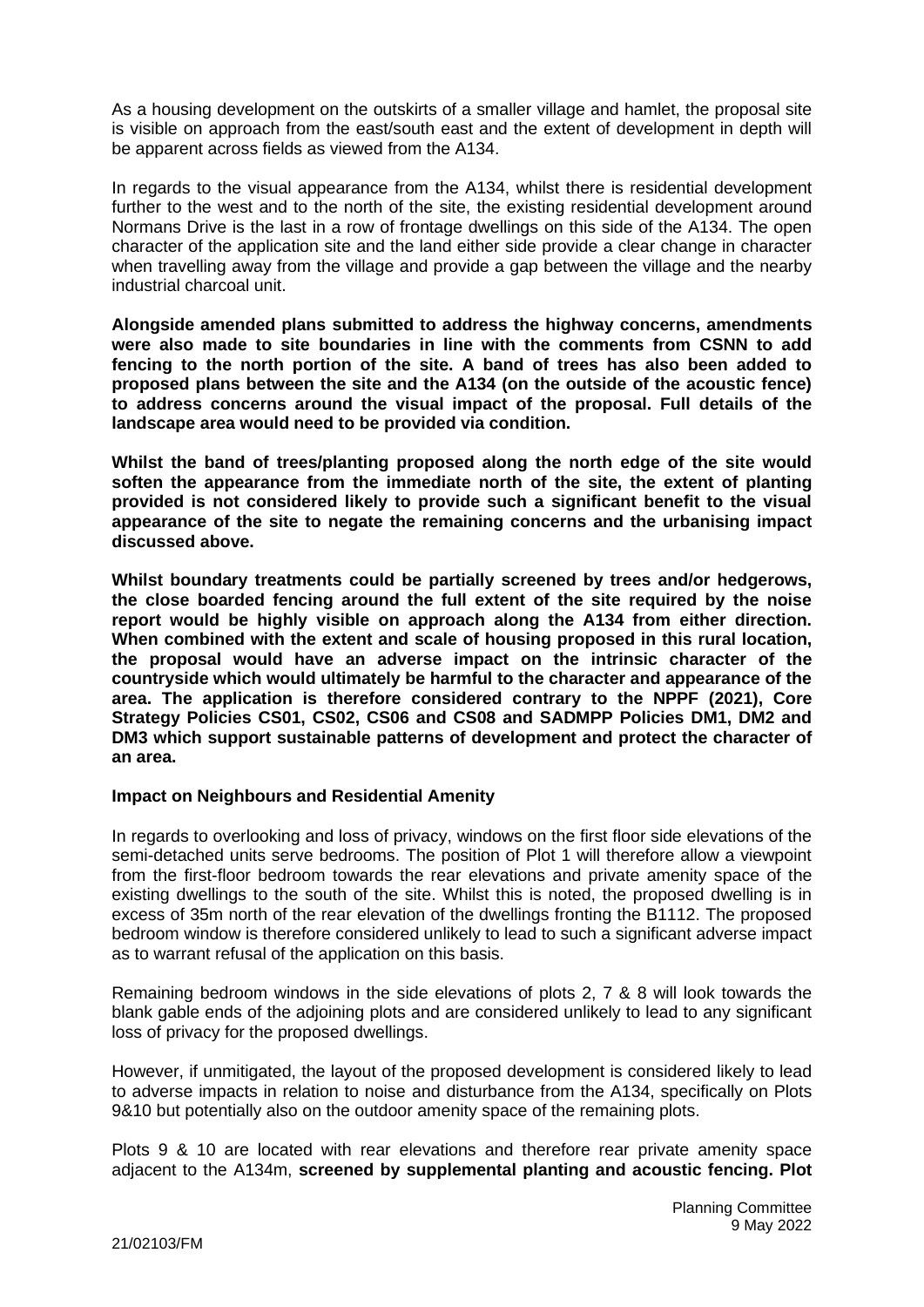As a housing development on the outskirts of a smaller village and hamlet, the proposal site is visible on approach from the east/south east and the extent of development in depth will be apparent across fields as viewed from the A134.

In regards to the visual appearance from the A134, whilst there is residential development further to the west and to the north of the site, the existing residential development around Normans Drive is the last in a row of frontage dwellings on this side of the A134. The open character of the application site and the land either side provide a clear change in character when travelling away from the village and provide a gap between the village and the nearby industrial charcoal unit.

**Alongside amended plans submitted to address the highway concerns, amendments were also made to site boundaries in line with the comments from CSNN to add fencing to the north portion of the site. A band of trees has also been added to proposed plans between the site and the A134 (on the outside of the acoustic fence) to address concerns around the visual impact of the proposal. Full details of the landscape area would need to be provided via condition.**

**Whilst the band of trees/planting proposed along the north edge of the site would soften the appearance from the immediate north of the site, the extent of planting provided is not considered likely to provide such a significant benefit to the visual appearance of the site to negate the remaining concerns and the urbanising impact discussed above.**

**Whilst boundary treatments could be partially screened by trees and/or hedgerows, the close boarded fencing around the full extent of the site required by the noise report would be highly visible on approach along the A134 from either direction. When combined with the extent and scale of housing proposed in this rural location, the proposal would have an adverse impact on the intrinsic character of the countryside which would ultimately be harmful to the character and appearance of the area. The application is therefore considered contrary to the NPPF (2021), Core Strategy Policies CS01, CS02, CS06 and CS08 and SADMPP Policies DM1, DM2 and DM3 which support sustainable patterns of development and protect the character of an area.**

**Impact on Neighbours and Residential Amenity**

In regards to overlooking and loss of privacy, windows on the first floor side elevations of the semi-detached units serve bedrooms. The position of Plot 1 will therefore allow a viewpoint from the first-floor bedroom towards the rear elevations and private amenity space of the existing dwellings to the south of the site. Whilst this is noted, the proposed dwelling is in excess of 35m north of the rear elevation of the dwellings fronting the B1112. The proposed bedroom window is therefore considered unlikely to lead to such a significant adverse impact as to warrant refusal of the application on this basis.

Remaining bedroom windows in the side elevations of plots 2, 7 & 8 will look towards the blank gable ends of the adjoining plots and are considered unlikely to lead to any significant loss of privacy for the proposed dwellings.

However, if unmitigated, the layout of the proposed development is considered likely to lead to adverse impacts in relation to noise and disturbance from the A134, specifically on Plots 9&10 but potentially also on the outdoor amenity space of the remaining plots.

Plots 9 & 10 are located with rear elevations and therefore rear private amenity space adjacent to the A134m, **screened by supplemental planting and acoustic fencing. Plot**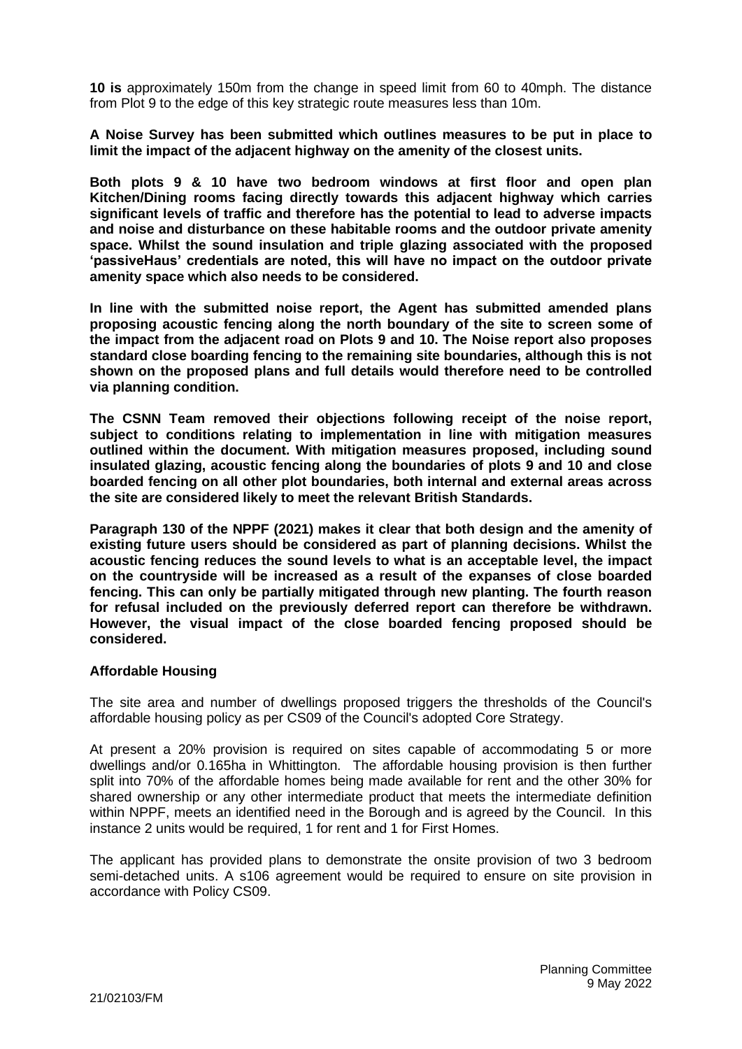**10 is** approximately 150m from the change in speed limit from 60 to 40mph. The distance from Plot 9 to the edge of this key strategic route measures less than 10m.

**A Noise Survey has been submitted which outlines measures to be put in place to limit the impact of the adjacent highway on the amenity of the closest units.**

**Both plots 9 & 10 have two bedroom windows at first floor and open plan Kitchen/Dining rooms facing directly towards this adjacent highway which carries significant levels of traffic and therefore has the potential to lead to adverse impacts and noise and disturbance on these habitable rooms and the outdoor private amenity space. Whilst the sound insulation and triple glazing associated with the proposed 'passiveHaus' credentials are noted, this will have no impact on the outdoor private amenity space which also needs to be considered.**

**In line with the submitted noise report, the Agent has submitted amended plans proposing acoustic fencing along the north boundary of the site to screen some of the impact from the adjacent road on Plots 9 and 10. The Noise report also proposes standard close boarding fencing to the remaining site boundaries, although this is not shown on the proposed plans and full details would therefore need to be controlled via planning condition.**

**The CSNN Team removed their objections following receipt of the noise report, subject to conditions relating to implementation in line with mitigation measures outlined within the document. With mitigation measures proposed, including sound insulated glazing, acoustic fencing along the boundaries of plots 9 and 10 and close boarded fencing on all other plot boundaries, both internal and external areas across the site are considered likely to meet the relevant British Standards.**

**Paragraph 130 of the NPPF (2021) makes it clear that both design and the amenity of existing future users should be considered as part of planning decisions. Whilst the acoustic fencing reduces the sound levels to what is an acceptable level, the impact on the countryside will be increased as a result of the expanses of close boarded fencing. This can only be partially mitigated through new planting. The fourth reason for refusal included on the previously deferred report can therefore be withdrawn. However, the visual impact of the close boarded fencing proposed should be considered.**

**Affordable Housing**

The site area and number of dwellings proposed triggers the thresholds of the Council's affordable housing policy as per CS09 of the Council's adopted Core Strategy.

At present a 20% provision is required on sites capable of accommodating 5 or more dwellings and/or 0.165ha in Whittington. The affordable housing provision is then further split into 70% of the affordable homes being made available for rent and the other 30% for shared ownership or any other intermediate product that meets the intermediate definition within NPPF, meets an identified need in the Borough and is agreed by the Council. In this instance 2 units would be required, 1 for rent and 1 for First Homes.

The applicant has provided plans to demonstrate the onsite provision of two 3 bedroom semi-detached units. A s106 agreement would be required to ensure on site provision in accordance with Policy CS09.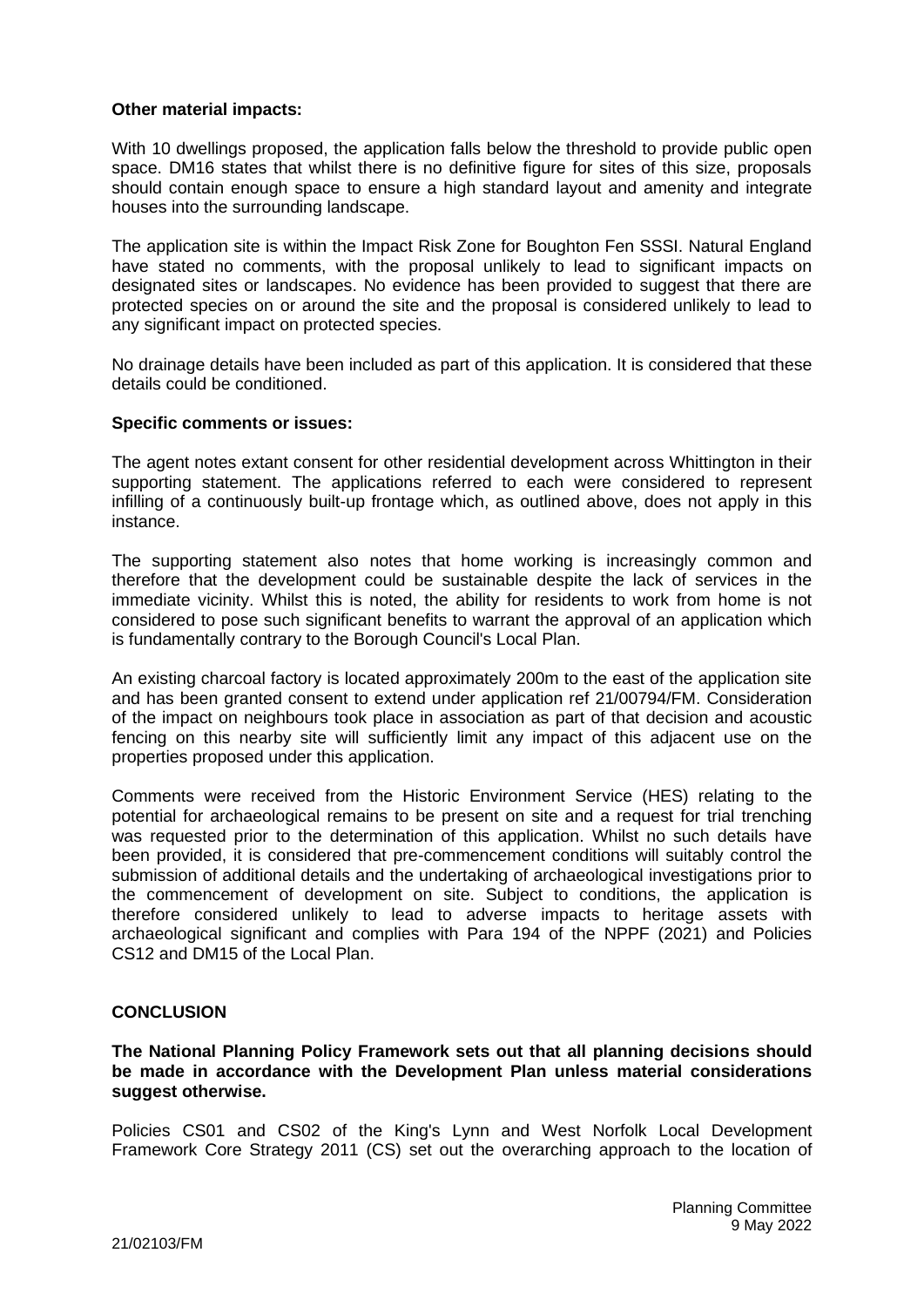**Other material impacts:**

With 10 dwellings proposed, the application falls below the threshold to provide public open space. DM16 states that whilst there is no definitive figure for sites of this size, proposals should contain enough space to ensure a high standard layout and amenity and integrate houses into the surrounding landscape.

The application site is within the Impact Risk Zone for Boughton Fen SSSI. Natural England have stated no comments, with the proposal unlikely to lead to significant impacts on designated sites or landscapes. No evidence has been provided to suggest that there are protected species on or around the site and the proposal is considered unlikely to lead to any significant impact on protected species.

No drainage details have been included as part of this application. It is considered that these details could be conditioned.

**Specific comments or issues:**

The agent notes extant consent for other residential development across Whittington in their supporting statement. The applications referred to each were considered to represent infilling of a continuously built-up frontage which, as outlined above, does not apply in this instance.

The supporting statement also notes that home working is increasingly common and therefore that the development could be sustainable despite the lack of services in the immediate vicinity. Whilst this is noted, the ability for residents to work from home is not considered to pose such significant benefits to warrant the approval of an application which is fundamentally contrary to the Borough Council's Local Plan.

An existing charcoal factory is located approximately 200m to the east of the application site and has been granted consent to extend under application ref 21/00794/FM. Consideration of the impact on neighbours took place in association as part of that decision and acoustic fencing on this nearby site will sufficiently limit any impact of this adjacent use on the properties proposed under this application.

Comments were received from the Historic Environment Service (HES) relating to the potential for archaeological remains to be present on site and a request for trial trenching was requested prior to the determination of this application. Whilst no such details have been provided, it is considered that pre-commencement conditions will suitably control the submission of additional details and the undertaking of archaeological investigations prior to the commencement of development on site. Subject to conditions, the application is therefore considered unlikely to lead to adverse impacts to heritage assets with archaeological significant and complies with Para 194 of the NPPF (2021) and Policies CS12 and DM15 of the Local Plan.

**CONCLUSION**

**The National Planning Policy Framework sets out that all planning decisions should be made in accordance with the Development Plan unless material considerations suggest otherwise.**

Policies CS01 and CS02 of the King's Lynn and West Norfolk Local Development Framework Core Strategy 2011 (CS) set out the overarching approach to the location of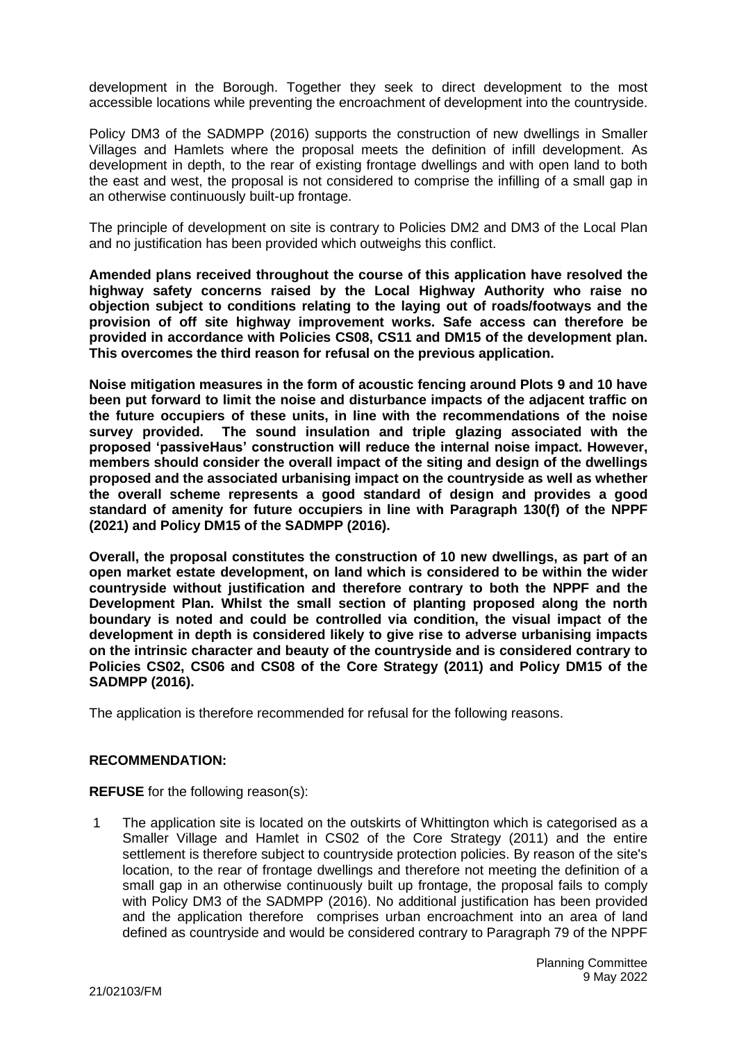development in the Borough. Together they seek to direct development to the most accessible locations while preventing the encroachment of development into the countryside.

Policy DM3 of the SADMPP (2016) supports the construction of new dwellings in Smaller Villages and Hamlets where the proposal meets the definition of infill development. As development in depth, to the rear of existing frontage dwellings and with open land to both the east and west, the proposal is not considered to comprise the infilling of a small gap in an otherwise continuously built-up frontage.

The principle of development on site is contrary to Policies DM2 and DM3 of the Local Plan and no justification has been provided which outweighs this conflict.

**Amended plans received throughout the course of this application have resolved the highway safety concerns raised by the Local Highway Authority who raise no objection subject to conditions relating to the laying out of roads/footways and the provision of off site highway improvement works. Safe access can therefore be provided in accordance with Policies CS08, CS11 and DM15 of the development plan. This overcomes the third reason for refusal on the previous application.**

**Noise mitigation measures in the form of acoustic fencing around Plots 9 and 10 have been put forward to limit the noise and disturbance impacts of the adjacent traffic on the future occupiers of these units, in line with the recommendations of the noise survey provided. The sound insulation and triple glazing associated with the proposed 'passiveHaus' construction will reduce the internal noise impact. However, members should consider the overall impact of the siting and design of the dwellings proposed and the associated urbanising impact on the countryside as well as whether the overall scheme represents a good standard of design and provides a good standard of amenity for future occupiers in line with Paragraph 130(f) of the NPPF (2021) and Policy DM15 of the SADMPP (2016).**

**Overall, the proposal constitutes the construction of 10 new dwellings, as part of an open market estate development, on land which is considered to be within the wider countryside without justification and therefore contrary to both the NPPF and the Development Plan. Whilst the small section of planting proposed along the north boundary is noted and could be controlled via condition, the visual impact of the development in depth is considered likely to give rise to adverse urbanising impacts on the intrinsic character and beauty of the countryside and is considered contrary to Policies CS02, CS06 and CS08 of the Core Strategy (2011) and Policy DM15 of the SADMPP (2016).**

The application is therefore recommended for refusal for the following reasons.

**RECOMMENDATION:**

**REFUSE** for the following reason(s):

1. The application site is located on the outskirts of Whittington which is categorised as a Smaller Village and Hamlet in CS02 of the Core Strategy (2011) and the entire settlement is therefore subject to countryside protection policies. By reason of the site's location, to the rear of frontage dwellings and therefore not meeting the definition of a small gap in an otherwise continuously built up frontage, the proposal fails to comply with Policy DM3 of the SADMPP (2016). No additional justification has been provided and the application therefore comprises urban encroachment into an area of land defined as countryside and would be considered contrary to Paragraph 79 of the NPPF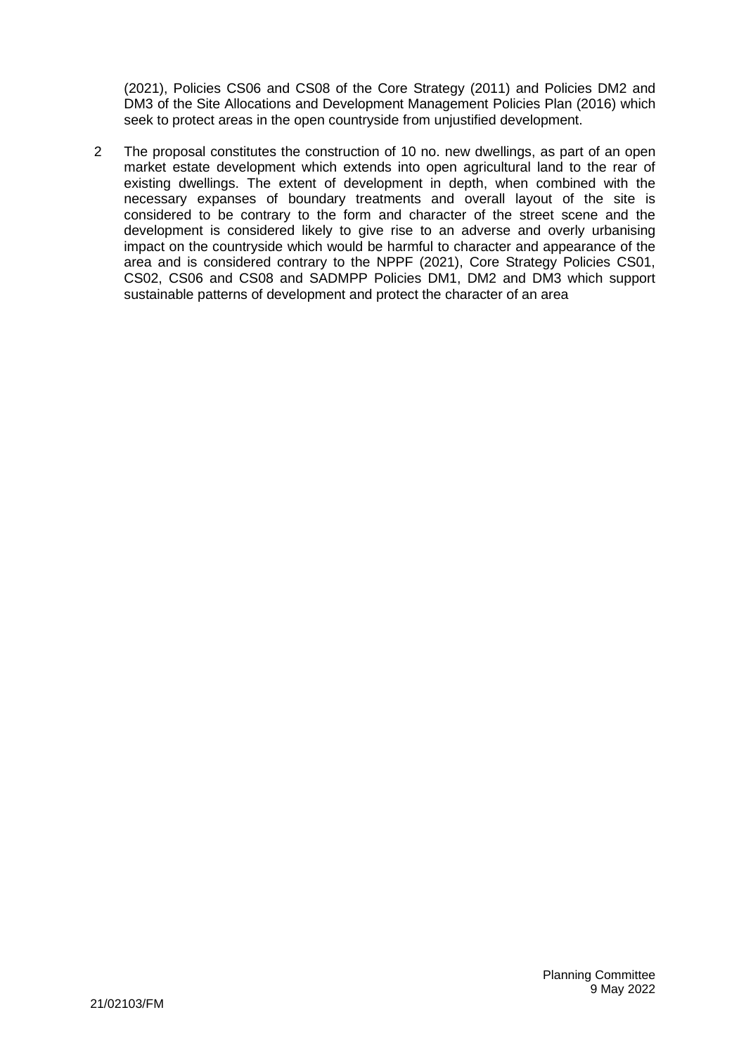(2021), Policies CS06 and CS08 of the Core Strategy (2011) and Policies DM2 and DM3 of the Site Allocations and Development Management Policies Plan (2016) which seek to protect areas in the open countryside from unjustified development.

2 The proposal constitutes the construction of 10 no. new dwellings, as part of an open market estate development which extends into open agricultural land to the rear of existing dwellings. The extent of development in depth, when combined with the necessary expanses of boundary treatments and overall layout of the site is considered to be contrary to the form and character of the street scene and the development is considered likely to give rise to an adverse and overly urbanising impact on the countryside which would be harmful to character and appearance of the area and is considered contrary to the NPPF (2021), Core Strategy Policies CS01, CS02, CS06 and CS08 and SADMPP Policies DM1, DM2 and DM3 which support sustainable patterns of development and protect the character of an area